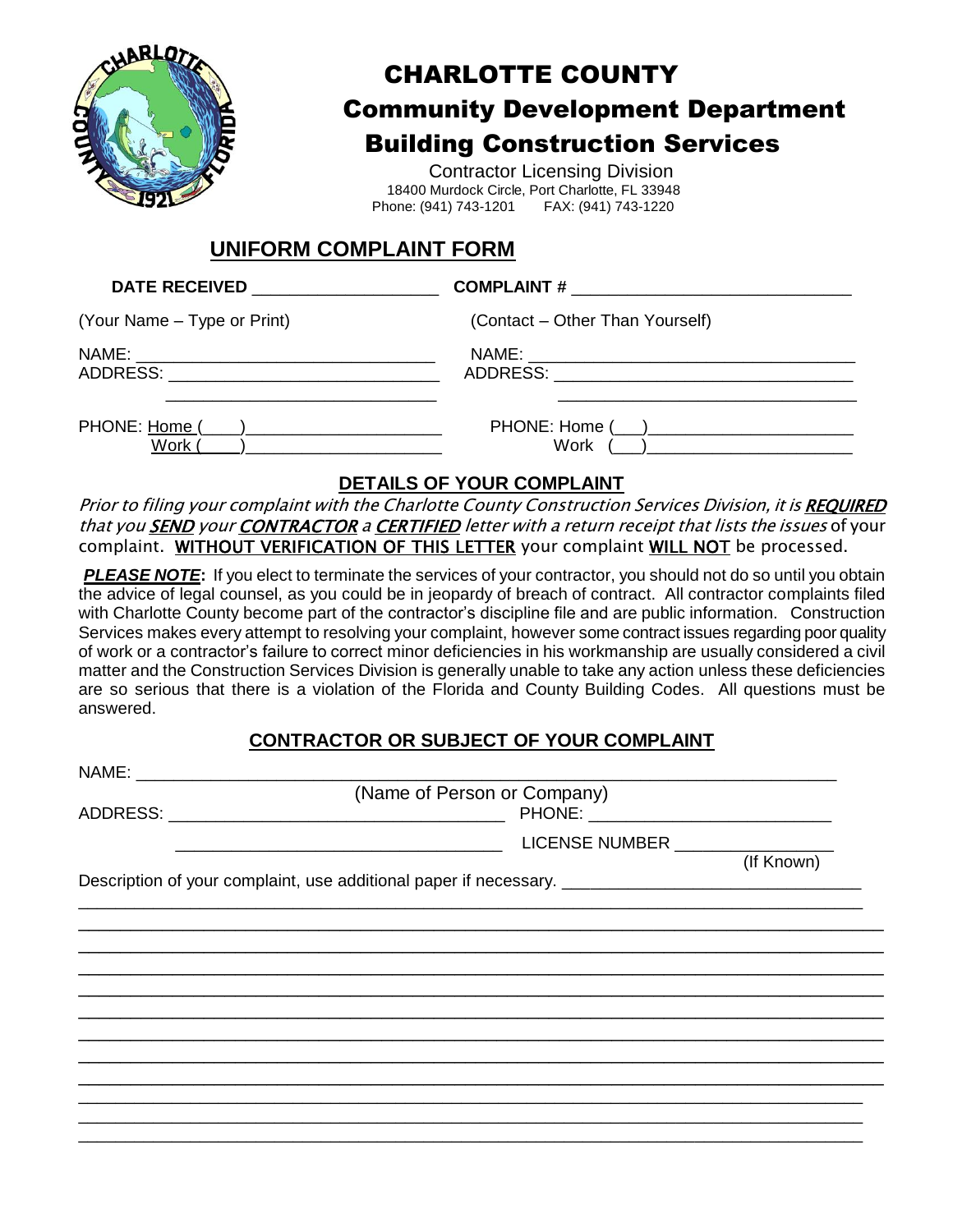# CHARLOTTE COUNTY

## Community Development Department

## Building Construction Services

Contractor Licensing Division
18400 Murdock Circle, Port Charlotte, FL 33948
Phone: (941) 743-1201 FAX: (941) 743-1220

## UNIFORM COMPLAINT FORM

**DATE RECEIVED** ____________________ **COMPLAINT #** ______________________________

(Your Name – Type or Print)

NAME: ________________________________
ADDRESS: _____________________________
_____________________________

PHONE: Home (____)_____________________
Work (____)_____________________

(Contact – Other Than Yourself)

NAME: __________________________________
ADDRESS: _______________________________
_______________________________

PHONE: Home (___)______________________
Work (___)______________________

### DETAILS OF YOUR COMPLAINT

*Prior to filing your complaint with the Charlotte County Construction Services Division, it is* ***REQUIRED*** *that you* ***SEND*** *your* ***CONTRACTOR*** *a* ***CERTIFIED*** *letter with a return receipt that lists the issues* of your complaint. **WITHOUT VERIFICATION OF THIS LETTER** your complaint **WILL NOT** be processed.

***PLEASE NOTE*****:** If you elect to terminate the services of your contractor, you should not do so until you obtain the advice of legal counsel, as you could be in jeopardy of breach of contract. All contractor complaints filed with Charlotte County become part of the contractor's discipline file and are public information. Construction Services makes every attempt to resolving your complaint, however some contract issues regarding poor quality of work or a contractor's failure to correct minor deficiencies in his workmanship are usually considered a civil matter and the Construction Services Division is generally unable to take any action unless these deficiencies are so serious that there is a violation of the Florida and County Building Codes. All questions must be answered.

### CONTRACTOR OR SUBJECT OF YOUR COMPLAINT

NAME: __________________________________________________________________________
(Name of Person or Company)

ADDRESS: ____________________________________ PHONE: _________________________
____________________________________ LICENSE NUMBER ________________
(If Known)

Description of your complaint, use additional paper if necessary. ________________________________
________________________________________________________________________________________
________________________________________________________________________________________
________________________________________________________________________________________
________________________________________________________________________________________
________________________________________________________________________________________
________________________________________________________________________________________
________________________________________________________________________________________
________________________________________________________________________________________
________________________________________________________________________________________
________________________________________________________________________________________
________________________________________________________________________________________
________________________________________________________________________________________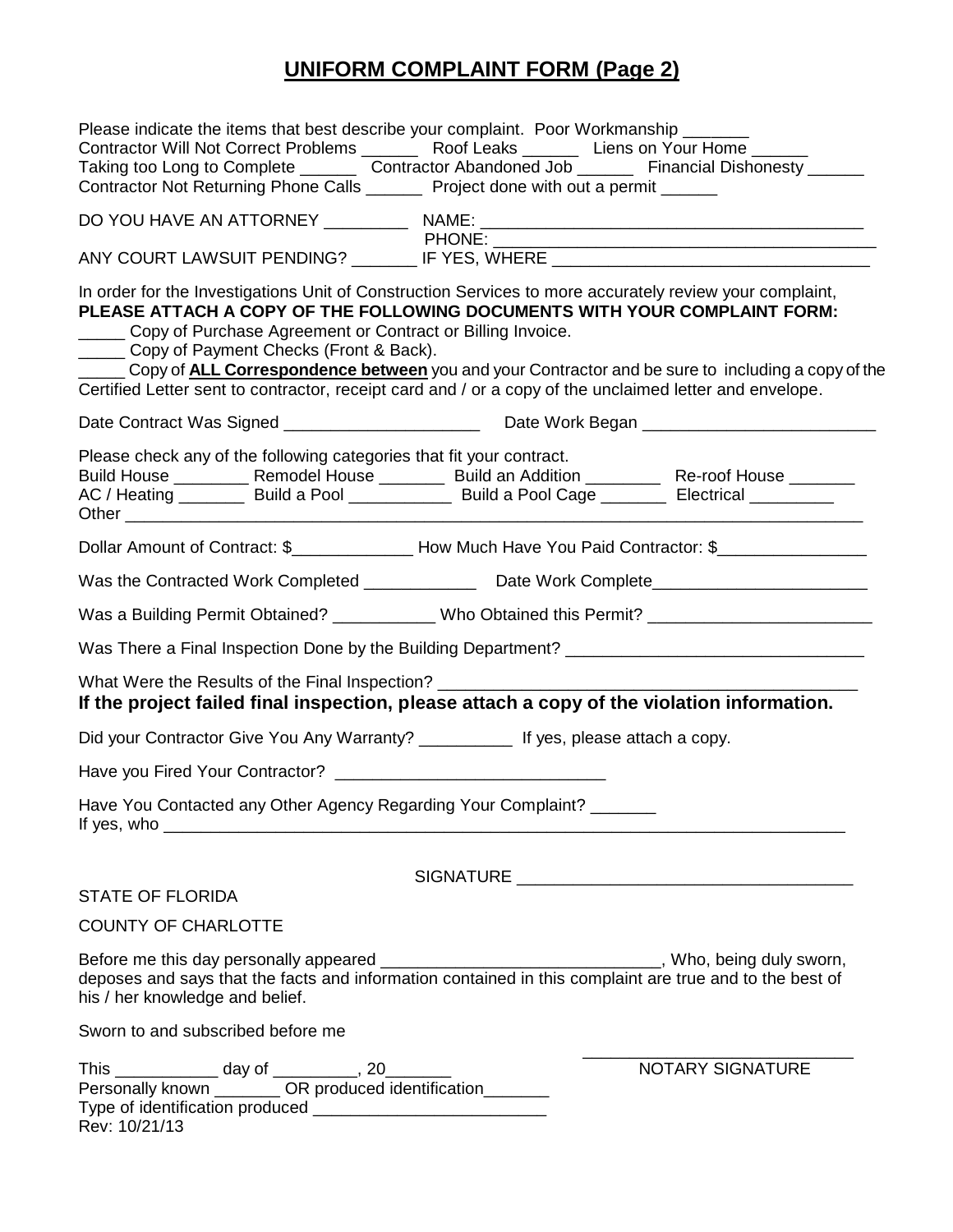# UNIFORM COMPLAINT FORM (Page 2)

Please indicate the items that best describe your complaint. Poor Workmanship _______
Contractor Will Not Correct Problems ______ Roof Leaks ______ Liens on Your Home ______
Taking too Long to Complete ______ Contractor Abandoned Job ______ Financial Dishonesty ______
Contractor Not Returning Phone Calls ______ Project done with out a permit ______

DO YOU HAVE AN ATTORNEY _________ NAME: _________________________________________
PHONE: _________________________________________
ANY COURT LAWSUIT PENDING? _______ IF YES, WHERE __________________________________

In order for the Investigations Unit of Construction Services to more accurately review your complaint,
**PLEASE ATTACH A COPY OF THE FOLLOWING DOCUMENTS WITH YOUR COMPLAINT FORM:**

_____ Copy of Purchase Agreement or Contract or Billing Invoice.
_____ Copy of Payment Checks (Front & Back).
_____ Copy of **ALL Correspondence between** you and your Contractor and be sure to including a copy of the Certified Letter sent to contractor, receipt card and / or a copy of the unclaimed letter and envelope.

Date Contract Was Signed _____________________ Date Work Began _________________________

Please check any of the following categories that fit your contract.
Build House ________ Remodel House _______ Build an Addition ________ Re-roof House _______
AC / Heating _______ Build a Pool ___________ Build a Pool Cage _______ Electrical _________
Other ________________________________________________________________________________

Dollar Amount of Contract: $_____________ How Much Have You Paid Contractor: $________________

Was the Contracted Work Completed ____________ Date Work Complete_______________________

Was a Building Permit Obtained? ___________ Who Obtained this Permit? ________________________

Was There a Final Inspection Done by the Building Department? ________________________________

What Were the Results of the Final Inspection? _____________________________________________
**If the project failed final inspection, please attach a copy of the violation information.**

Did your Contractor Give You Any Warranty? __________ If yes, please attach a copy.

Have you Fired Your Contractor? _____________________________

Have You Contacted any Other Agency Regarding Your Complaint? _______
If yes, who ____________________________________________________________________________

SIGNATURE ___________________________________

STATE OF FLORIDA

COUNTY OF CHARLOTTE

Before me this day personally appeared _____________________________, Who, being duly sworn, deposes and says that the facts and information contained in this complaint are true and to the best of his / her knowledge and belief.

Sworn to and subscribed before me

This ___________ day of _________, 20_______

_____________________________
NOTARY SIGNATURE

Personally known _______ OR produced identification_______
Type of identification produced _________________________
Rev: 10/21/13